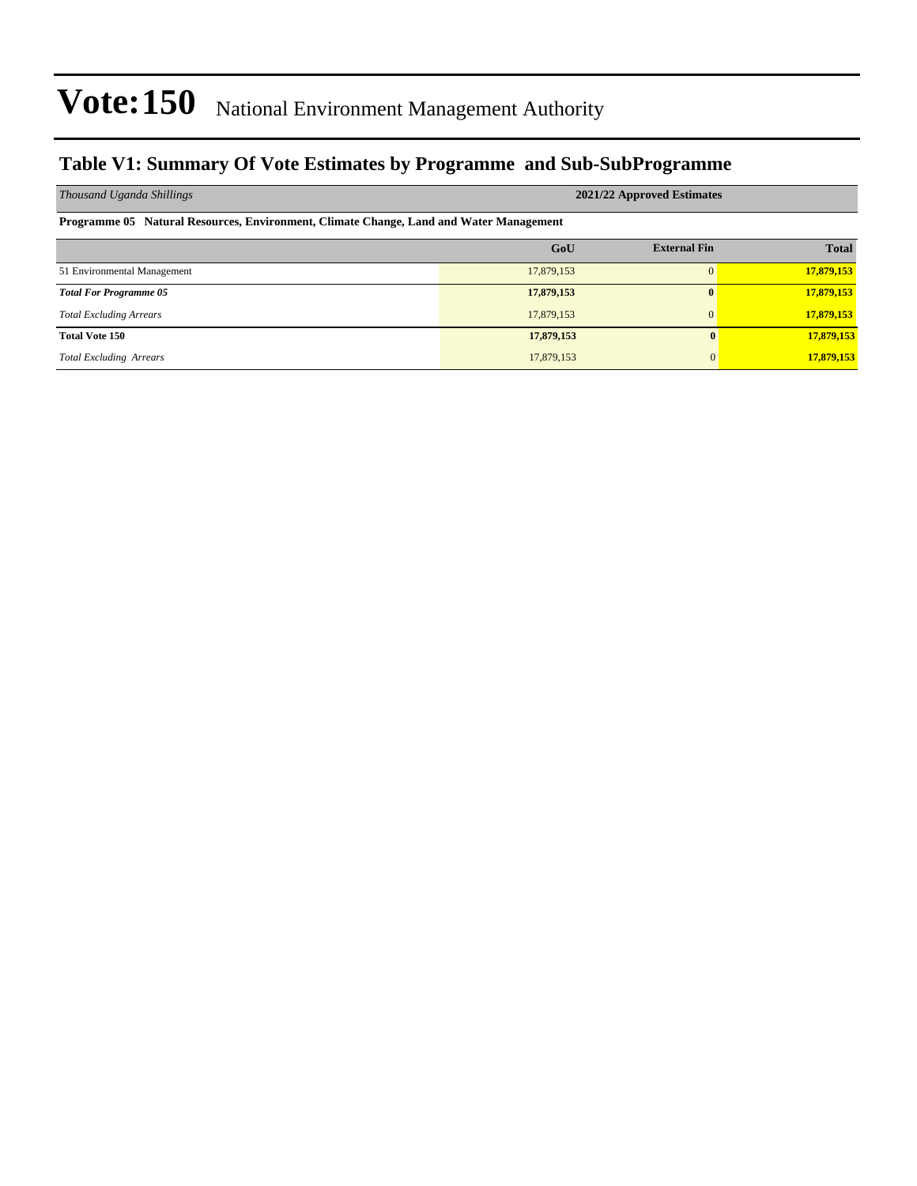# Vote:150 National Environment Management Authority

## Table V1: Summary Of Vote Estimates by Programme and Sub-SubProgramme

| *Thousand Uganda Shillings* | 2021/22 Approved Estimates | | |
|---|---|---|---|
| **Programme 05 Natural Resources, Environment, Climate Change, Land and Water Management** | | | |
| | **GoU** | **External Fin** | **Total** |
| 51 Environmental Management | 17,879,153 | 0 | **17,879,153** |
| ***Total For Programme 05*** | **17,879,153** | **0** | **17,879,153** |
| *Total Excluding Arrears* | 17,879,153 | 0 | **17,879,153** |
| **Total Vote 150** | **17,879,153** | **0** | **17,879,153** |
| *Total Excluding Arrears* | 17,879,153 | 0 | **17,879,153** |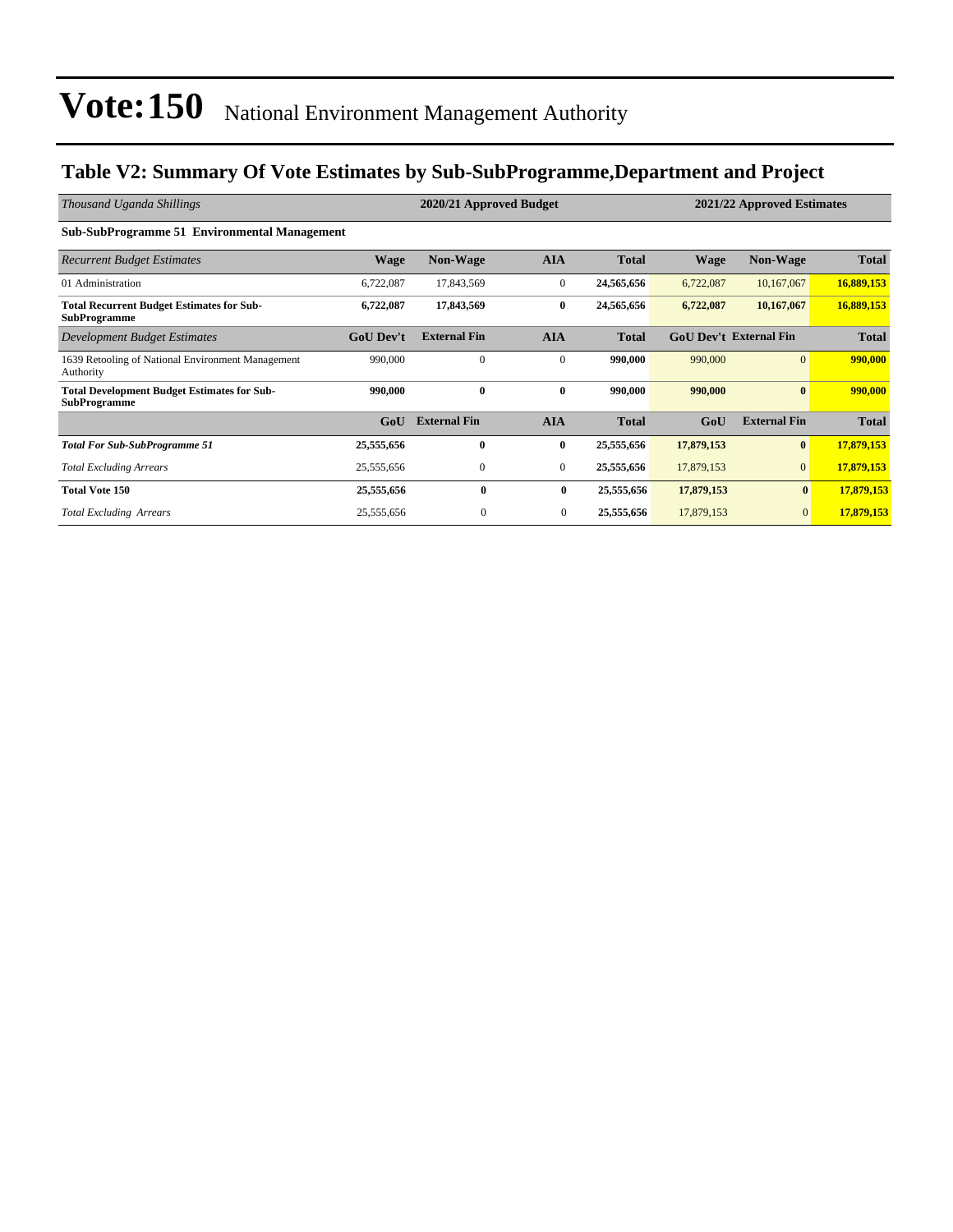# Vote:150 National Environment Management Authority

## Table V2: Summary Of Vote Estimates by Sub-SubProgramme,Department and Project

| *Thousand Uganda Shillings* | 2020/21 Approved Budget | | | | 2021/22 Approved Estimates | | |
|---|---|---|---|---|---|---|---|
| **Sub-SubProgramme 51 Environmental Management** | | | | | | | |
| *Recurrent Budget Estimates* | **Wage** | **Non-Wage** | **AIA** | **Total** | **Wage** | **Non-Wage** | **Total** |
| 01 Administration | 6,722,087 | 17,843,569 | 0 | **24,565,656** | 6,722,087 | 10,167,067 | **16,889,153** |
| **Total Recurrent Budget Estimates for Sub-SubProgramme** | **6,722,087** | **17,843,569** | **0** | **24,565,656** | **6,722,087** | **10,167,067** | **16,889,153** |
| *Development Budget Estimates* | **GoU Dev't** | **External Fin** | **AIA** | **Total** | **GoU Dev't** | **External Fin** | **Total** |
| 1639 Retooling of National Environment Management Authority | 990,000 | 0 | 0 | **990,000** | 990,000 | 0 | **990,000** |
| **Total Development Budget Estimates for Sub-SubProgramme** | **990,000** | **0** | **0** | **990,000** | **990,000** | **0** | **990,000** |
| | **GoU** | **External Fin** | **AIA** | **Total** | **GoU** | **External Fin** | **Total** |
| ***Total For Sub-SubProgramme 51*** | **25,555,656** | **0** | **0** | **25,555,656** | **17,879,153** | **0** | **17,879,153** |
| *Total Excluding Arrears* | 25,555,656 | 0 | 0 | **25,555,656** | 17,879,153 | 0 | **17,879,153** |
| **Total Vote 150** | **25,555,656** | **0** | **0** | **25,555,656** | **17,879,153** | **0** | **17,879,153** |
| *Total Excluding Arrears* | 25,555,656 | 0 | 0 | **25,555,656** | 17,879,153 | 0 | **17,879,153** |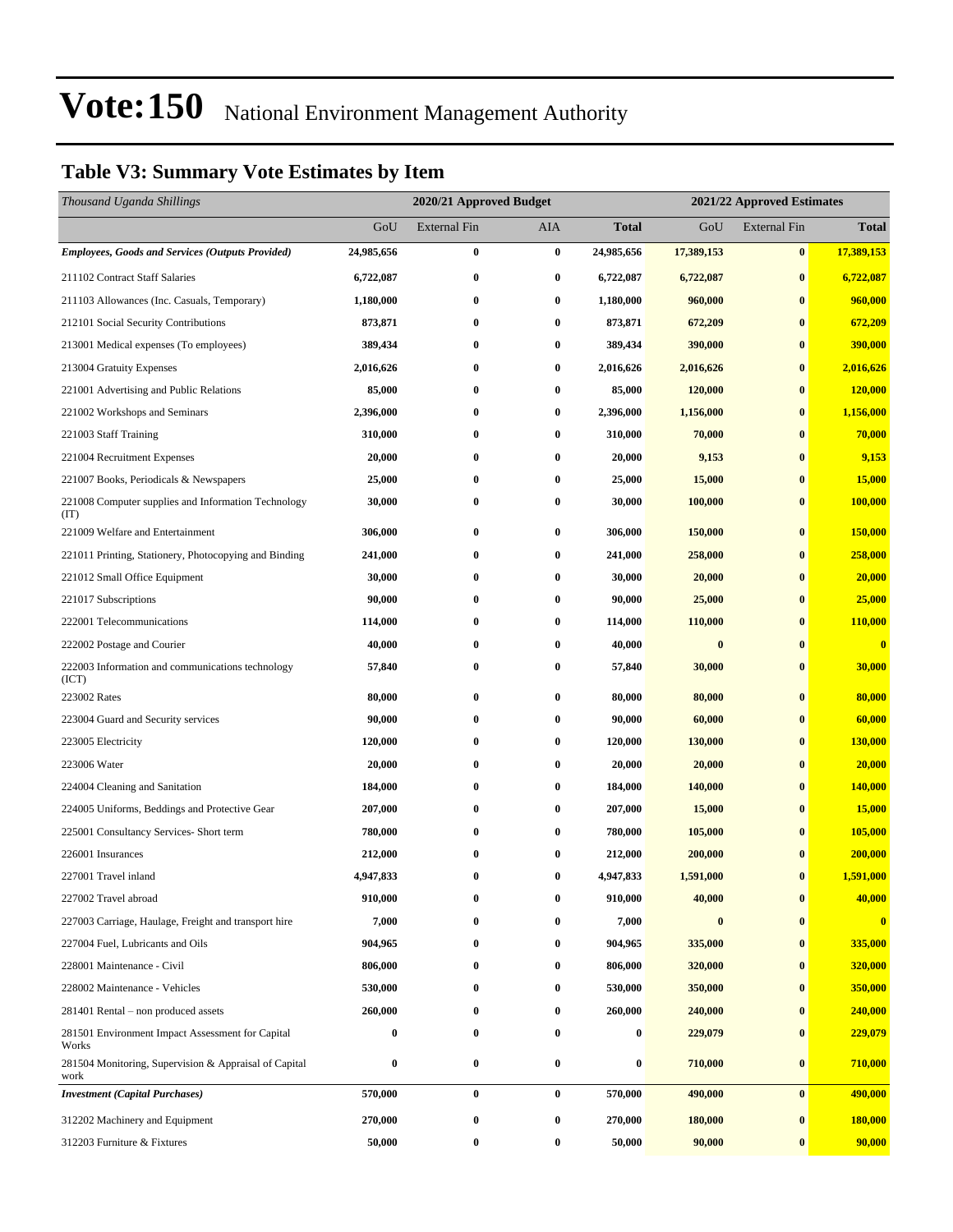# Vote:150 National Environment Management Authority

## Table V3: Summary Vote Estimates by Item

| *Thousand Uganda Shillings* | 2020/21 Approved Budget | | | | 2021/22 Approved Estimates | | |
|---|---|---|---|---|---|---|---|
| | GoU | External Fin | AIA | **Total** | GoU | External Fin | **Total** |
| ***Employees, Goods and Services (Outputs Provided)*** | **24,985,656** | **0** | **0** | **24,985,656** | **17,389,153** | **0** | **17,389,153** |
| 211102 Contract Staff Salaries | **6,722,087** | **0** | **0** | **6,722,087** | **6,722,087** | **0** | **6,722,087** |
| 211103 Allowances (Inc. Casuals, Temporary) | **1,180,000** | **0** | **0** | **1,180,000** | **960,000** | **0** | **960,000** |
| 212101 Social Security Contributions | **873,871** | **0** | **0** | **873,871** | **672,209** | **0** | **672,209** |
| 213001 Medical expenses (To employees) | **389,434** | **0** | **0** | **389,434** | **390,000** | **0** | **390,000** |
| 213004 Gratuity Expenses | **2,016,626** | **0** | **0** | **2,016,626** | **2,016,626** | **0** | **2,016,626** |
| 221001 Advertising and Public Relations | **85,000** | **0** | **0** | **85,000** | **120,000** | **0** | **120,000** |
| 221002 Workshops and Seminars | **2,396,000** | **0** | **0** | **2,396,000** | **1,156,000** | **0** | **1,156,000** |
| 221003 Staff Training | **310,000** | **0** | **0** | **310,000** | **70,000** | **0** | **70,000** |
| 221004 Recruitment Expenses | **20,000** | **0** | **0** | **20,000** | **9,153** | **0** | **9,153** |
| 221007 Books, Periodicals & Newspapers | **25,000** | **0** | **0** | **25,000** | **15,000** | **0** | **15,000** |
| 221008 Computer supplies and Information Technology (IT) | **30,000** | **0** | **0** | **30,000** | **100,000** | **0** | **100,000** |
| 221009 Welfare and Entertainment | **306,000** | **0** | **0** | **306,000** | **150,000** | **0** | **150,000** |
| 221011 Printing, Stationery, Photocopying and Binding | **241,000** | **0** | **0** | **241,000** | **258,000** | **0** | **258,000** |
| 221012 Small Office Equipment | **30,000** | **0** | **0** | **30,000** | **20,000** | **0** | **20,000** |
| 221017 Subscriptions | **90,000** | **0** | **0** | **90,000** | **25,000** | **0** | **25,000** |
| 222001 Telecommunications | **114,000** | **0** | **0** | **114,000** | **110,000** | **0** | **110,000** |
| 222002 Postage and Courier | **40,000** | **0** | **0** | **40,000** | **0** | **0** | **0** |
| 222003 Information and communications technology (ICT) | **57,840** | **0** | **0** | **57,840** | **30,000** | **0** | **30,000** |
| 223002 Rates | **80,000** | **0** | **0** | **80,000** | **80,000** | **0** | **80,000** |
| 223004 Guard and Security services | **90,000** | **0** | **0** | **90,000** | **60,000** | **0** | **60,000** |
| 223005 Electricity | **120,000** | **0** | **0** | **120,000** | **130,000** | **0** | **130,000** |
| 223006 Water | **20,000** | **0** | **0** | **20,000** | **20,000** | **0** | **20,000** |
| 224004 Cleaning and Sanitation | **184,000** | **0** | **0** | **184,000** | **140,000** | **0** | **140,000** |
| 224005 Uniforms, Beddings and Protective Gear | **207,000** | **0** | **0** | **207,000** | **15,000** | **0** | **15,000** |
| 225001 Consultancy Services- Short term | **780,000** | **0** | **0** | **780,000** | **105,000** | **0** | **105,000** |
| 226001 Insurances | **212,000** | **0** | **0** | **212,000** | **200,000** | **0** | **200,000** |
| 227001 Travel inland | **4,947,833** | **0** | **0** | **4,947,833** | **1,591,000** | **0** | **1,591,000** |
| 227002 Travel abroad | **910,000** | **0** | **0** | **910,000** | **40,000** | **0** | **40,000** |
| 227003 Carriage, Haulage, Freight and transport hire | **7,000** | **0** | **0** | **7,000** | **0** | **0** | **0** |
| 227004 Fuel, Lubricants and Oils | **904,965** | **0** | **0** | **904,965** | **335,000** | **0** | **335,000** |
| 228001 Maintenance - Civil | **806,000** | **0** | **0** | **806,000** | **320,000** | **0** | **320,000** |
| 228002 Maintenance - Vehicles | **530,000** | **0** | **0** | **530,000** | **350,000** | **0** | **350,000** |
| 281401 Rental – non produced assets | **260,000** | **0** | **0** | **260,000** | **240,000** | **0** | **240,000** |
| 281501 Environment Impact Assessment for Capital Works | **0** | **0** | **0** | **0** | **229,079** | **0** | **229,079** |
| 281504 Monitoring, Supervision & Appraisal of Capital work | **0** | **0** | **0** | **0** | **710,000** | **0** | **710,000** |
| ***Investment (Capital Purchases)*** | **570,000** | **0** | **0** | **570,000** | **490,000** | **0** | **490,000** |
| 312202 Machinery and Equipment | **270,000** | **0** | **0** | **270,000** | **180,000** | **0** | **180,000** |
| 312203 Furniture & Fixtures | **50,000** | **0** | **0** | **50,000** | **90,000** | **0** | **90,000** |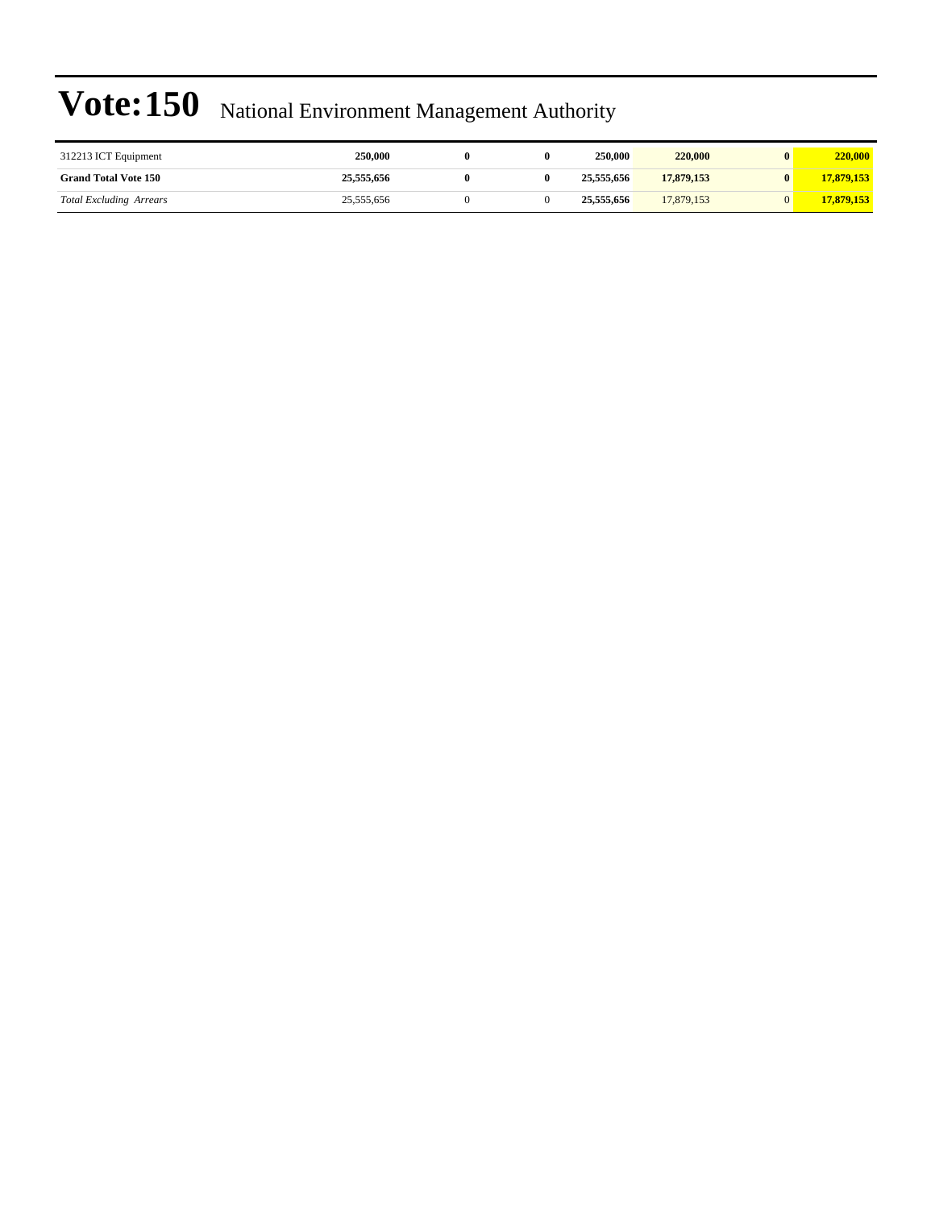# Vote:150 National Environment Management Authority

| | | | | | | | |
|---|---|---|---|---|---|---|---|
| 312213 ICT Equipment | **250,000** | **0** | **0** | **250,000** | **220,000** | **0** | **220,000** |
| **Grand Total Vote 150** | **25,555,656** | **0** | **0** | **25,555,656** | **17,879,153** | **0** | **17,879,153** |
| *Total Excluding Arrears* | 25,555,656 | 0 | 0 | **25,555,656** | 17,879,153 | 0 | **17,879,153** |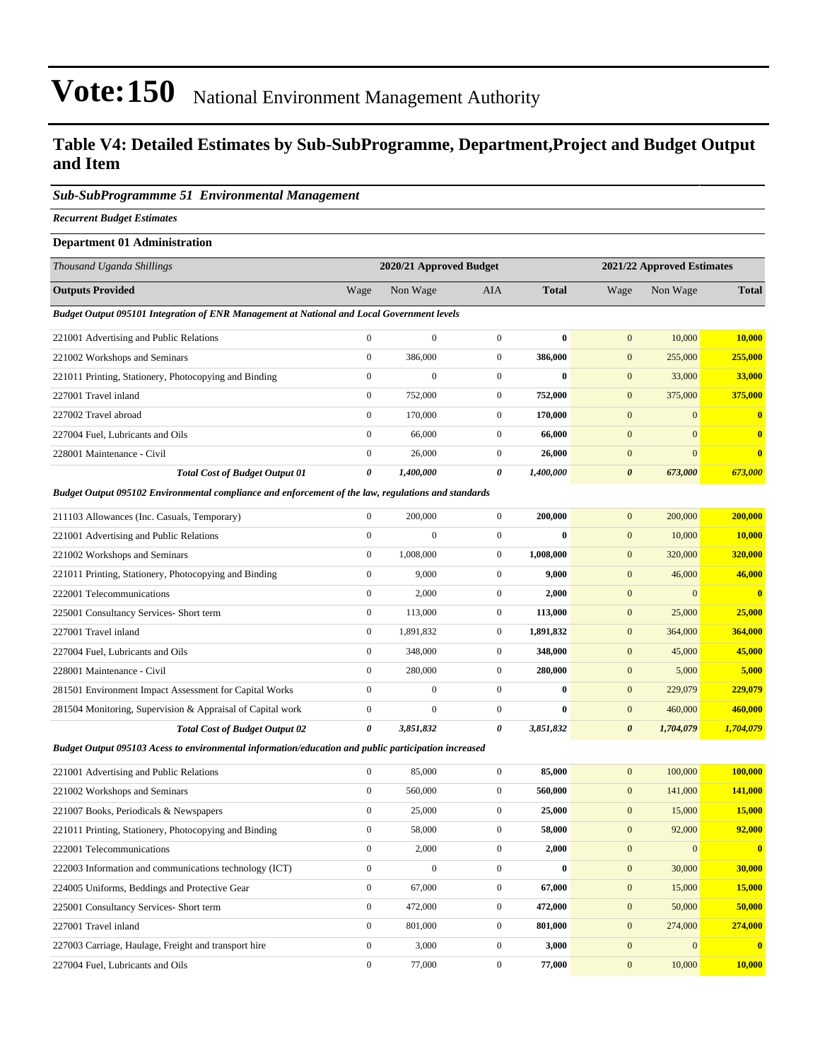# Vote:150 National Environment Management Authority

## Table V4: Detailed Estimates by Sub-SubProgramme, Department,Project and Budget Output and Item

### *Sub-SubProgrammme 51 Environmental Management*

***Recurrent Budget Estimates***

**Department 01 Administration**

| *Thousand Uganda Shillings* | 2020/21 Approved Budget | | | | 2021/22 Approved Estimates | | |
|---|---|---|---|---|---|---|---|
| **Outputs Provided** | Wage | Non Wage | AIA | **Total** | Wage | Non Wage | **Total** |
| ***Budget Output 095101 Integration of ENR Management at National and Local Government levels*** | | | | | | | |
| 221001 Advertising and Public Relations | 0 | 0 | 0 | **0** | 0 | 10,000 | **10,000** |
| 221002 Workshops and Seminars | 0 | 386,000 | 0 | **386,000** | 0 | 255,000 | **255,000** |
| 221011 Printing, Stationery, Photocopying and Binding | 0 | 0 | 0 | **0** | 0 | 33,000 | **33,000** |
| 227001 Travel inland | 0 | 752,000 | 0 | **752,000** | 0 | 375,000 | **375,000** |
| 227002 Travel abroad | 0 | 170,000 | 0 | **170,000** | 0 | 0 | **0** |
| 227004 Fuel, Lubricants and Oils | 0 | 66,000 | 0 | **66,000** | 0 | 0 | **0** |
| 228001 Maintenance - Civil | 0 | 26,000 | 0 | **26,000** | 0 | 0 | **0** |
| ***Total Cost of Budget Output 01*** | ***0*** | ***1,400,000*** | ***0*** | ***1,400,000*** | ***0*** | ***673,000*** | ***673,000*** |
| ***Budget Output 095102 Environmental compliance and enforcement of the law, regulations and standards*** | | | | | | | |
| 211103 Allowances (Inc. Casuals, Temporary) | 0 | 200,000 | 0 | **200,000** | 0 | 200,000 | **200,000** |
| 221001 Advertising and Public Relations | 0 | 0 | 0 | **0** | 0 | 10,000 | **10,000** |
| 221002 Workshops and Seminars | 0 | 1,008,000 | 0 | **1,008,000** | 0 | 320,000 | **320,000** |
| 221011 Printing, Stationery, Photocopying and Binding | 0 | 9,000 | 0 | **9,000** | 0 | 46,000 | **46,000** |
| 222001 Telecommunications | 0 | 2,000 | 0 | **2,000** | 0 | 0 | **0** |
| 225001 Consultancy Services- Short term | 0 | 113,000 | 0 | **113,000** | 0 | 25,000 | **25,000** |
| 227001 Travel inland | 0 | 1,891,832 | 0 | **1,891,832** | 0 | 364,000 | **364,000** |
| 227004 Fuel, Lubricants and Oils | 0 | 348,000 | 0 | **348,000** | 0 | 45,000 | **45,000** |
| 228001 Maintenance - Civil | 0 | 280,000 | 0 | **280,000** | 0 | 5,000 | **5,000** |
| 281501 Environment Impact Assessment for Capital Works | 0 | 0 | 0 | **0** | 0 | 229,079 | **229,079** |
| 281504 Monitoring, Supervision & Appraisal of Capital work | 0 | 0 | 0 | **0** | 0 | 460,000 | **460,000** |
| ***Total Cost of Budget Output 02*** | ***0*** | ***3,851,832*** | ***0*** | ***3,851,832*** | ***0*** | ***1,704,079*** | ***1,704,079*** |
| ***Budget Output 095103 Acess to environmental information/education and public participation increased*** | | | | | | | |
| 221001 Advertising and Public Relations | 0 | 85,000 | 0 | **85,000** | 0 | 100,000 | **100,000** |
| 221002 Workshops and Seminars | 0 | 560,000 | 0 | **560,000** | 0 | 141,000 | **141,000** |
| 221007 Books, Periodicals & Newspapers | 0 | 25,000 | 0 | **25,000** | 0 | 15,000 | **15,000** |
| 221011 Printing, Stationery, Photocopying and Binding | 0 | 58,000 | 0 | **58,000** | 0 | 92,000 | **92,000** |
| 222001 Telecommunications | 0 | 2,000 | 0 | **2,000** | 0 | 0 | **0** |
| 222003 Information and communications technology (ICT) | 0 | 0 | 0 | **0** | 0 | 30,000 | **30,000** |
| 224005 Uniforms, Beddings and Protective Gear | 0 | 67,000 | 0 | **67,000** | 0 | 15,000 | **15,000** |
| 225001 Consultancy Services- Short term | 0 | 472,000 | 0 | **472,000** | 0 | 50,000 | **50,000** |
| 227001 Travel inland | 0 | 801,000 | 0 | **801,000** | 0 | 274,000 | **274,000** |
| 227003 Carriage, Haulage, Freight and transport hire | 0 | 3,000 | 0 | **3,000** | 0 | 0 | **0** |
| 227004 Fuel, Lubricants and Oils | 0 | 77,000 | 0 | **77,000** | 0 | 10,000 | **10,000** |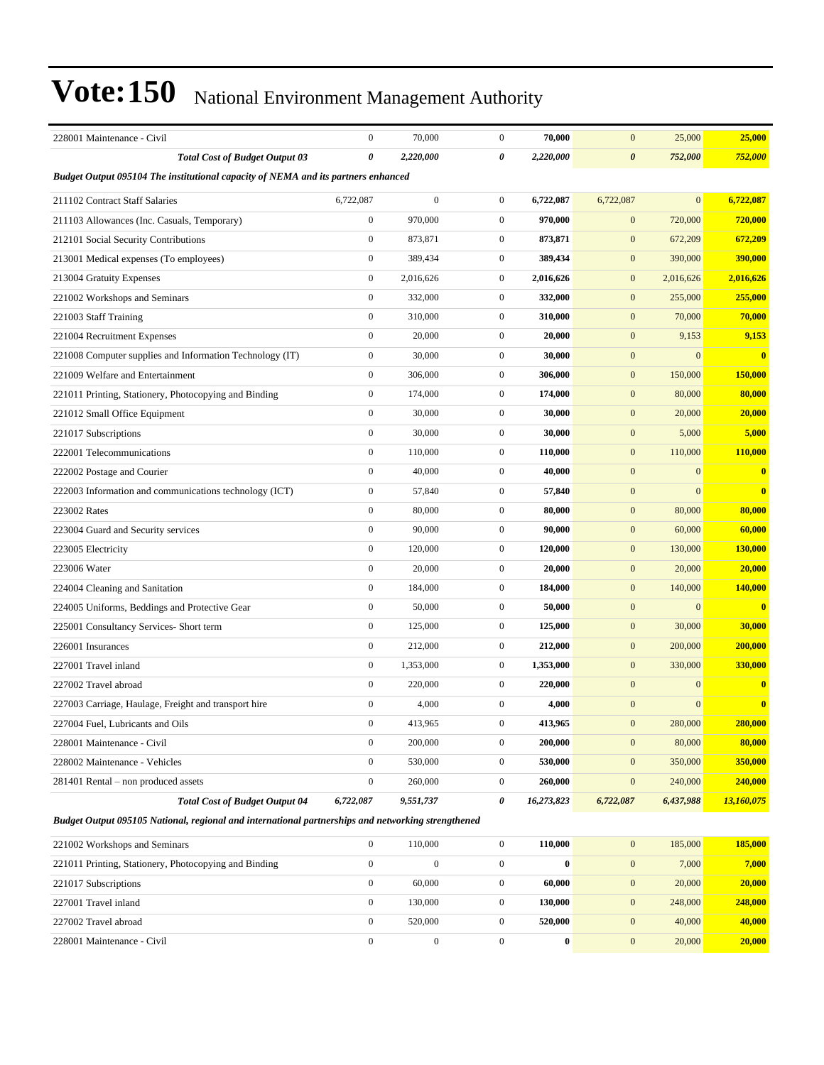# Vote:150 National Environment Management Authority

| | | | | | | | |
|---|---|---|---|---|---|---|---|
| 228001 Maintenance - Civil | 0 | 70,000 | 0 | **70,000** | 0 | 25,000 | **25,000** |
| ***Total Cost of Budget Output 03*** | ***0*** | ***2,220,000*** | ***0*** | ***2,220,000*** | ***0*** | ***752,000*** | ***752,000*** |
| ***Budget Output 095104 The institutional capacity of NEMA and its partners enhanced*** | | | | | | | |
| 211102 Contract Staff Salaries | 6,722,087 | 0 | 0 | **6,722,087** | 6,722,087 | 0 | **6,722,087** |
| 211103 Allowances (Inc. Casuals, Temporary) | 0 | 970,000 | 0 | **970,000** | 0 | 720,000 | **720,000** |
| 212101 Social Security Contributions | 0 | 873,871 | 0 | **873,871** | 0 | 672,209 | **672,209** |
| 213001 Medical expenses (To employees) | 0 | 389,434 | 0 | **389,434** | 0 | 390,000 | **390,000** |
| 213004 Gratuity Expenses | 0 | 2,016,626 | 0 | **2,016,626** | 0 | 2,016,626 | **2,016,626** |
| 221002 Workshops and Seminars | 0 | 332,000 | 0 | **332,000** | 0 | 255,000 | **255,000** |
| 221003 Staff Training | 0 | 310,000 | 0 | **310,000** | 0 | 70,000 | **70,000** |
| 221004 Recruitment Expenses | 0 | 20,000 | 0 | **20,000** | 0 | 9,153 | **9,153** |
| 221008 Computer supplies and Information Technology (IT) | 0 | 30,000 | 0 | **30,000** | 0 | 0 | **0** |
| 221009 Welfare and Entertainment | 0 | 306,000 | 0 | **306,000** | 0 | 150,000 | **150,000** |
| 221011 Printing, Stationery, Photocopying and Binding | 0 | 174,000 | 0 | **174,000** | 0 | 80,000 | **80,000** |
| 221012 Small Office Equipment | 0 | 30,000 | 0 | **30,000** | 0 | 20,000 | **20,000** |
| 221017 Subscriptions | 0 | 30,000 | 0 | **30,000** | 0 | 5,000 | **5,000** |
| 222001 Telecommunications | 0 | 110,000 | 0 | **110,000** | 0 | 110,000 | **110,000** |
| 222002 Postage and Courier | 0 | 40,000 | 0 | **40,000** | 0 | 0 | **0** |
| 222003 Information and communications technology (ICT) | 0 | 57,840 | 0 | **57,840** | 0 | 0 | **0** |
| 223002 Rates | 0 | 80,000 | 0 | **80,000** | 0 | 80,000 | **80,000** |
| 223004 Guard and Security services | 0 | 90,000 | 0 | **90,000** | 0 | 60,000 | **60,000** |
| 223005 Electricity | 0 | 120,000 | 0 | **120,000** | 0 | 130,000 | **130,000** |
| 223006 Water | 0 | 20,000 | 0 | **20,000** | 0 | 20,000 | **20,000** |
| 224004 Cleaning and Sanitation | 0 | 184,000 | 0 | **184,000** | 0 | 140,000 | **140,000** |
| 224005 Uniforms, Beddings and Protective Gear | 0 | 50,000 | 0 | **50,000** | 0 | 0 | **0** |
| 225001 Consultancy Services- Short term | 0 | 125,000 | 0 | **125,000** | 0 | 30,000 | **30,000** |
| 226001 Insurances | 0 | 212,000 | 0 | **212,000** | 0 | 200,000 | **200,000** |
| 227001 Travel inland | 0 | 1,353,000 | 0 | **1,353,000** | 0 | 330,000 | **330,000** |
| 227002 Travel abroad | 0 | 220,000 | 0 | **220,000** | 0 | 0 | **0** |
| 227003 Carriage, Haulage, Freight and transport hire | 0 | 4,000 | 0 | **4,000** | 0 | 0 | **0** |
| 227004 Fuel, Lubricants and Oils | 0 | 413,965 | 0 | **413,965** | 0 | 280,000 | **280,000** |
| 228001 Maintenance - Civil | 0 | 200,000 | 0 | **200,000** | 0 | 80,000 | **80,000** |
| 228002 Maintenance - Vehicles | 0 | 530,000 | 0 | **530,000** | 0 | 350,000 | **350,000** |
| 281401 Rental – non produced assets | 0 | 260,000 | 0 | **260,000** | 0 | 240,000 | **240,000** |
| ***Total Cost of Budget Output 04*** | ***6,722,087*** | ***9,551,737*** | ***0*** | ***16,273,823*** | ***6,722,087*** | ***6,437,988*** | ***13,160,075*** |
| ***Budget Output 095105 National, regional and international partnerships and networking strengthened*** | | | | | | | |
| 221002 Workshops and Seminars | 0 | 110,000 | 0 | **110,000** | 0 | 185,000 | **185,000** |
| 221011 Printing, Stationery, Photocopying and Binding | 0 | 0 | 0 | **0** | 0 | 7,000 | **7,000** |
| 221017 Subscriptions | 0 | 60,000 | 0 | **60,000** | 0 | 20,000 | **20,000** |
| 227001 Travel inland | 0 | 130,000 | 0 | **130,000** | 0 | 248,000 | **248,000** |
| 227002 Travel abroad | 0 | 520,000 | 0 | **520,000** | 0 | 40,000 | **40,000** |
| 228001 Maintenance - Civil | 0 | 0 | 0 | **0** | 0 | 20,000 | **20,000** |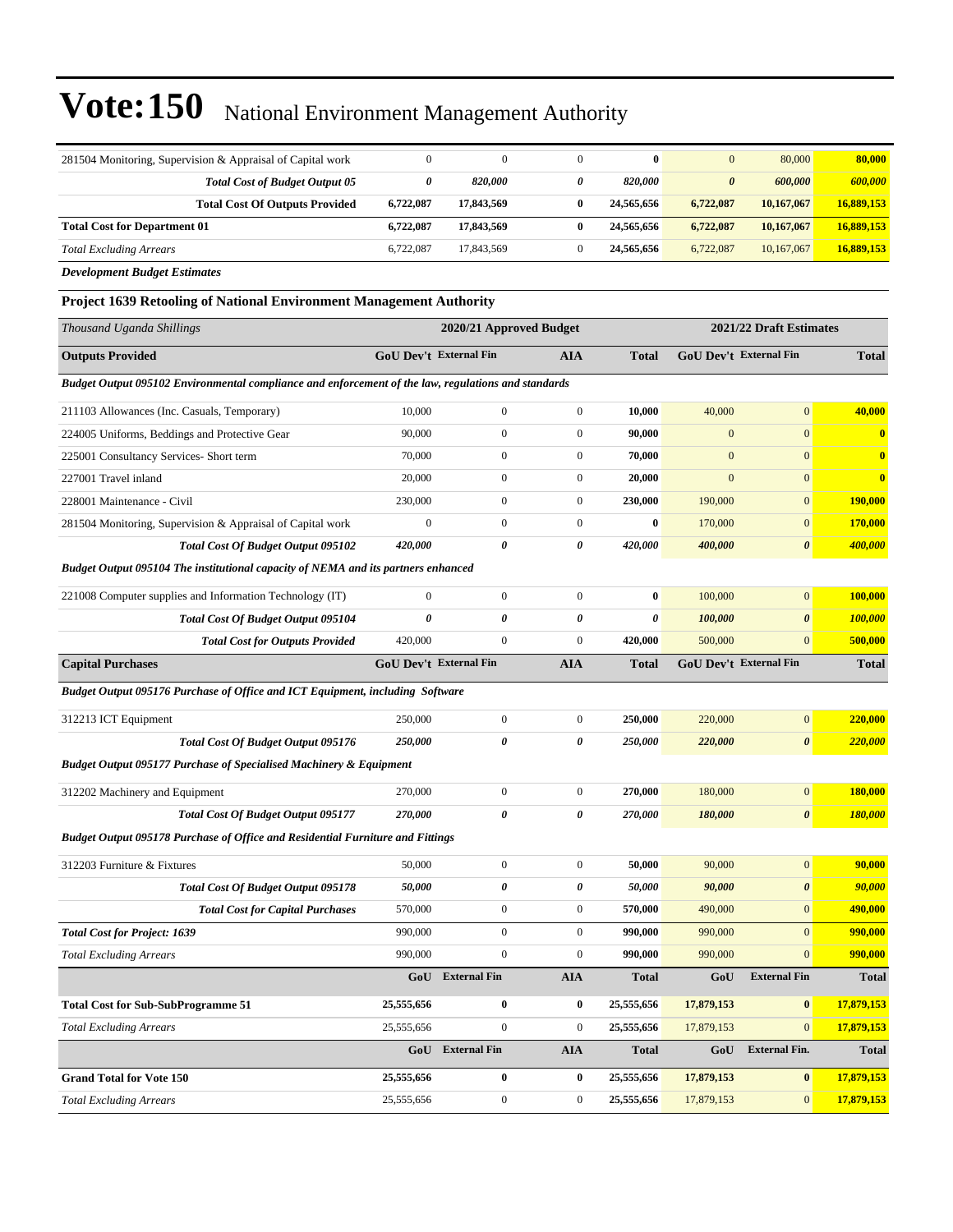# Vote:150 National Environment Management Authority

| | | | | | | | |
|---|---|---|---|---|---|---|---|
| 281504 Monitoring, Supervision & Appraisal of Capital work | 0 | 0 | 0 | **0** | 0 | 80,000 | **80,000** |
| ***Total Cost of Budget Output 05*** | ***0*** | ***820,000*** | ***0*** | ***820,000*** | ***0*** | ***600,000*** | ***600,000*** |
| **Total Cost Of Outputs Provided** | **6,722,087** | **17,843,569** | **0** | **24,565,656** | **6,722,087** | **10,167,067** | **16,889,153** |
| **Total Cost for Department 01** | **6,722,087** | **17,843,569** | **0** | **24,565,656** | **6,722,087** | **10,167,067** | **16,889,153** |
| *Total Excluding Arrears* | 6,722,087 | 17,843,569 | 0 | **24,565,656** | 6,722,087 | 10,167,067 | **16,889,153** |

***Development Budget Estimates***

**Project 1639 Retooling of National Environment Management Authority**

| *Thousand Uganda Shillings* | 2020/21 Approved Budget | | | | 2021/22 Draft Estimates | | |
|---|---|---|---|---|---|---|---|
| **Outputs Provided** | **GoU Dev't** | **External Fin** | **AIA** | **Total** | **GoU Dev't** | **External Fin** | **Total** |
| ***Budget Output 095102 Environmental compliance and enforcement of the law, regulations and standards*** | | | | | | | |
| 211103 Allowances (Inc. Casuals, Temporary) | 10,000 | 0 | 0 | **10,000** | 40,000 | 0 | **40,000** |
| 224005 Uniforms, Beddings and Protective Gear | 90,000 | 0 | 0 | **90,000** | 0 | 0 | **0** |
| 225001 Consultancy Services- Short term | 70,000 | 0 | 0 | **70,000** | 0 | 0 | **0** |
| 227001 Travel inland | 20,000 | 0 | 0 | **20,000** | 0 | 0 | **0** |
| 228001 Maintenance - Civil | 230,000 | 0 | 0 | **230,000** | 190,000 | 0 | **190,000** |
| 281504 Monitoring, Supervision & Appraisal of Capital work | 0 | 0 | 0 | **0** | 170,000 | 0 | **170,000** |
| ***Total Cost Of Budget Output 095102*** | ***420,000*** | ***0*** | ***0*** | ***420,000*** | ***400,000*** | ***0*** | ***400,000*** |
| ***Budget Output 095104 The institutional capacity of NEMA and its partners enhanced*** | | | | | | | |
| 221008 Computer supplies and Information Technology (IT) | 0 | 0 | 0 | **0** | 100,000 | 0 | **100,000** |
| ***Total Cost Of Budget Output 095104*** | ***0*** | ***0*** | ***0*** | ***0*** | ***100,000*** | ***0*** | ***100,000*** |
| ***Total Cost for Outputs Provided*** | 420,000 | 0 | 0 | **420,000** | 500,000 | 0 | **500,000** |
| **Capital Purchases** | **GoU Dev't** | **External Fin** | **AIA** | **Total** | **GoU Dev't** | **External Fin** | **Total** |
| ***Budget Output 095176 Purchase of Office and ICT Equipment, including Software*** | | | | | | | |
| 312213 ICT Equipment | 250,000 | 0 | 0 | **250,000** | 220,000 | 0 | **220,000** |
| ***Total Cost Of Budget Output 095176*** | ***250,000*** | ***0*** | ***0*** | ***250,000*** | ***220,000*** | ***0*** | ***220,000*** |
| ***Budget Output 095177 Purchase of Specialised Machinery & Equipment*** | | | | | | | |
| 312202 Machinery and Equipment | 270,000 | 0 | 0 | **270,000** | 180,000 | 0 | **180,000** |
| ***Total Cost Of Budget Output 095177*** | ***270,000*** | ***0*** | ***0*** | ***270,000*** | ***180,000*** | ***0*** | ***180,000*** |
| ***Budget Output 095178 Purchase of Office and Residential Furniture and Fittings*** | | | | | | | |
| 312203 Furniture & Fixtures | 50,000 | 0 | 0 | **50,000** | 90,000 | 0 | **90,000** |
| ***Total Cost Of Budget Output 095178*** | ***50,000*** | ***0*** | ***0*** | ***50,000*** | ***90,000*** | ***0*** | ***90,000*** |
| ***Total Cost for Capital Purchases*** | 570,000 | 0 | 0 | **570,000** | 490,000 | 0 | **490,000** |
| ***Total Cost for Project: 1639*** | 990,000 | 0 | 0 | **990,000** | 990,000 | 0 | **990,000** |
| *Total Excluding Arrears* | 990,000 | 0 | 0 | **990,000** | 990,000 | 0 | **990,000** |
| | **GoU** | **External Fin** | **AIA** | **Total** | **GoU** | **External Fin** | **Total** |
| **Total Cost for Sub-SubProgramme 51** | **25,555,656** | **0** | **0** | **25,555,656** | **17,879,153** | **0** | **17,879,153** |
| *Total Excluding Arrears* | 25,555,656 | 0 | 0 | **25,555,656** | 17,879,153 | 0 | **17,879,153** |
| | **GoU** | **External Fin** | **AIA** | **Total** | **GoU** | **External Fin.** | **Total** |
| **Grand Total for Vote 150** | **25,555,656** | **0** | **0** | **25,555,656** | **17,879,153** | **0** | **17,879,153** |
| *Total Excluding Arrears* | 25,555,656 | 0 | 0 | **25,555,656** | 17,879,153 | 0 | **17,879,153** |